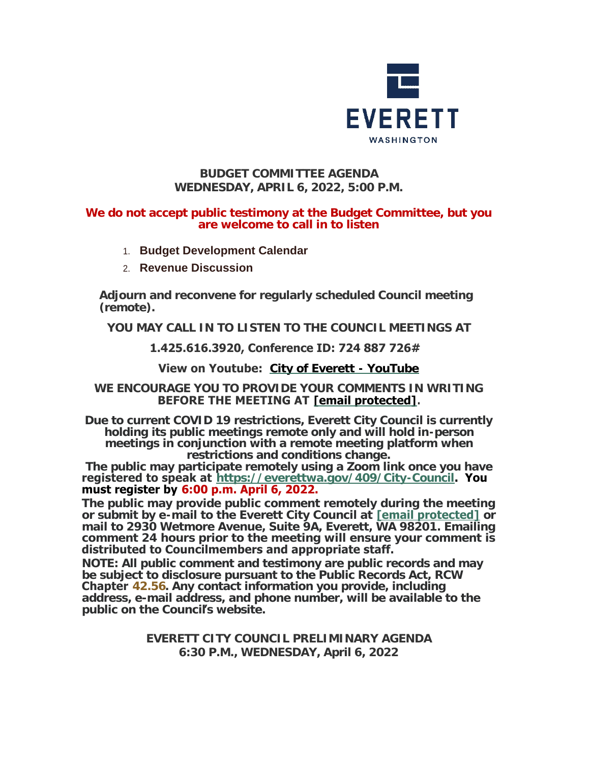EVERETT
WASHINGTON

**BUDGET COMMITTEE AGENDA**
**WEDNESDAY, APRIL 6, 2022, 5:00 P.M.**

**We do not accept public testimony at the Budget Committee, but you are welcome to call in to listen**

1. **Budget Development Calendar**
2. **Revenue Discussion**

**Adjourn and reconvene for regularly scheduled Council meeting (remote).**

**YOU MAY CALL IN TO LISTEN TO THE COUNCIL MEETINGS AT**

**1.425.616.3920, Conference ID: 724 887 726#**

**View on Youtube: City of Everett - YouTube**

**WE ENCOURAGE YOU TO PROVIDE YOUR COMMENTS IN WRITING BEFORE THE MEETING AT [email protected].**

**Due to current COVID 19 restrictions, Everett City Council is currently holding its public meetings remote only and will hold in-person meetings in conjunction with a remote meeting platform when restrictions and conditions change.**

**The public may participate remotely using a Zoom link once you have registered to speak at https://everettwa.gov/409/City-Council. You must register by 6:00 p.m. April 6, 2022.**

**The public may provide public comment remotely during the meeting or submit by e-mail to the Everett City Council at [email protected] or mail to 2930 Wetmore Avenue, Suite 9A, Everett, WA 98201. Emailing comment 24 hours prior to the meeting will ensure your comment is distributed to Councilmembers and appropriate staff.**

**NOTE: All public comment and testimony are public records and may be subject to disclosure pursuant to the Public Records Act, RCW Chapter 42.56. Any contact information you provide, including address, e-mail address, and phone number, will be available to the public on the Council's website.**

**EVERETT CITY COUNCIL PRELIMINARY AGENDA**
**6:30 P.M., WEDNESDAY, April 6, 2022**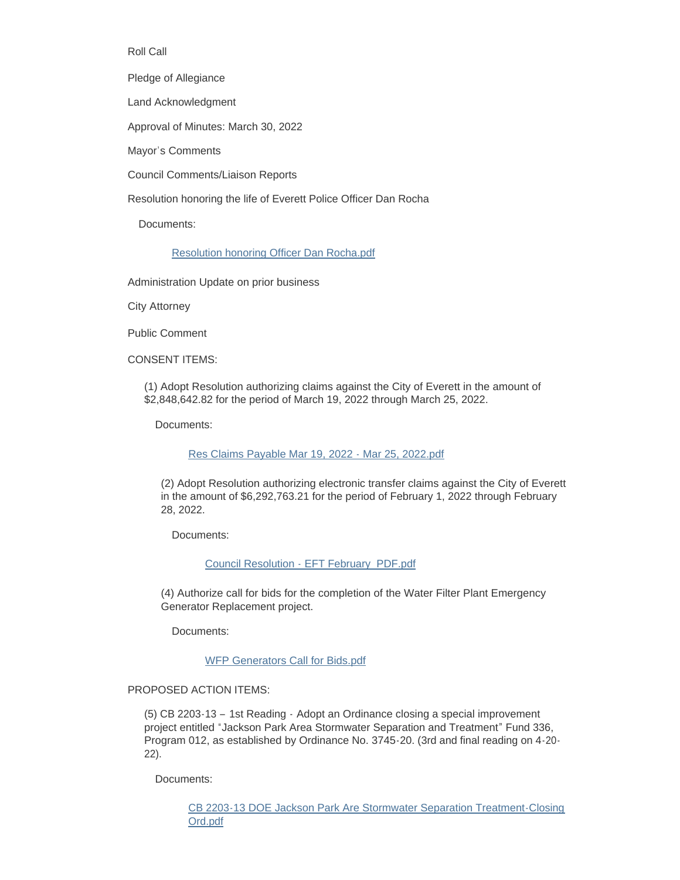Roll Call

Pledge of Allegiance

Land Acknowledgment

Approval of Minutes: March 30, 2022

Mayor's Comments

Council Comments/Liaison Reports

Resolution honoring the life of Everett Police Officer Dan Rocha

Documents:

[Resolution honoring Officer Dan Rocha.pdf]

Administration Update on prior business

City Attorney

Public Comment

CONSENT ITEMS:

(1) Adopt Resolution authorizing claims against the City of Everett in the amount of $2,848,642.82 for the period of March 19, 2022 through March 25, 2022.

Documents:

[Res Claims Payable Mar 19, 2022 - Mar 25, 2022.pdf]

(2) Adopt Resolution authorizing electronic transfer claims against the City of Everett in the amount of $6,292,763.21 for the period of February 1, 2022 through February 28, 2022.

Documents:

[Council Resolution - EFT February PDF.pdf]

(4) Authorize call for bids for the completion of the Water Filter Plant Emergency Generator Replacement project.

Documents:

[WFP Generators Call for Bids.pdf]

PROPOSED ACTION ITEMS:

(5) CB 2203-13 – 1st Reading - Adopt an Ordinance closing a special improvement project entitled "Jackson Park Area Stormwater Separation and Treatment" Fund 336, Program 012, as established by Ordinance No. 3745-20. (3rd and final reading on 4-20-22).

Documents:

[CB 2203-13 DOE Jackson Park Are Stormwater Separation Treatment-Closing Ord.pdf]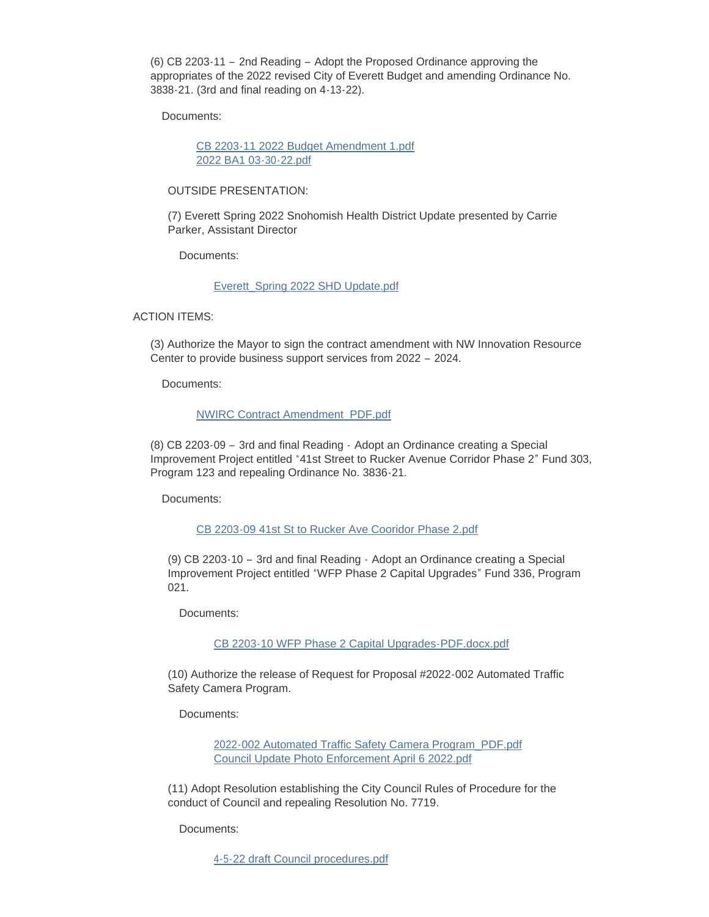(6) CB 2203-11 – 2nd Reading – Adopt the Proposed Ordinance approving the appropriates of the 2022 revised City of Everett Budget and amending Ordinance No. 3838-21. (3rd and final reading on 4-13-22).

Documents:

CB 2203-11 2022 Budget Amendment 1.pdf
2022 BA1 03-30-22.pdf

OUTSIDE PRESENTATION:

(7) Everett Spring 2022 Snohomish Health District Update presented by Carrie Parker, Assistant Director

Documents:

Everett_Spring 2022 SHD Update.pdf

ACTION ITEMS:

(3) Authorize the Mayor to sign the contract amendment with NW Innovation Resource Center to provide business support services from 2022 – 2024.

Documents:

NWIRC Contract Amendment_PDF.pdf

(8) CB 2203-09 – 3rd and final Reading - Adopt an Ordinance creating a Special Improvement Project entitled "41st Street to Rucker Avenue Corridor Phase 2" Fund 303, Program 123 and repealing Ordinance No. 3836-21.

Documents:

CB 2203-09 41st St to Rucker Ave Cooridor Phase 2.pdf

(9) CB 2203-10 – 3rd and final Reading - Adopt an Ordinance creating a Special Improvement Project entitled "WFP Phase 2 Capital Upgrades" Fund 336, Program 021.

Documents:

CB 2203-10 WFP Phase 2 Capital Upgrades-PDF.docx.pdf

(10) Authorize the release of Request for Proposal #2022-002 Automated Traffic Safety Camera Program.

Documents:

2022-002 Automated Traffic Safety Camera Program_PDF.pdf
Council Update Photo Enforcement April 6 2022.pdf

(11) Adopt Resolution establishing the City Council Rules of Procedure for the conduct of Council and repealing Resolution No. 7719.

Documents:

4-5-22 draft Council procedures.pdf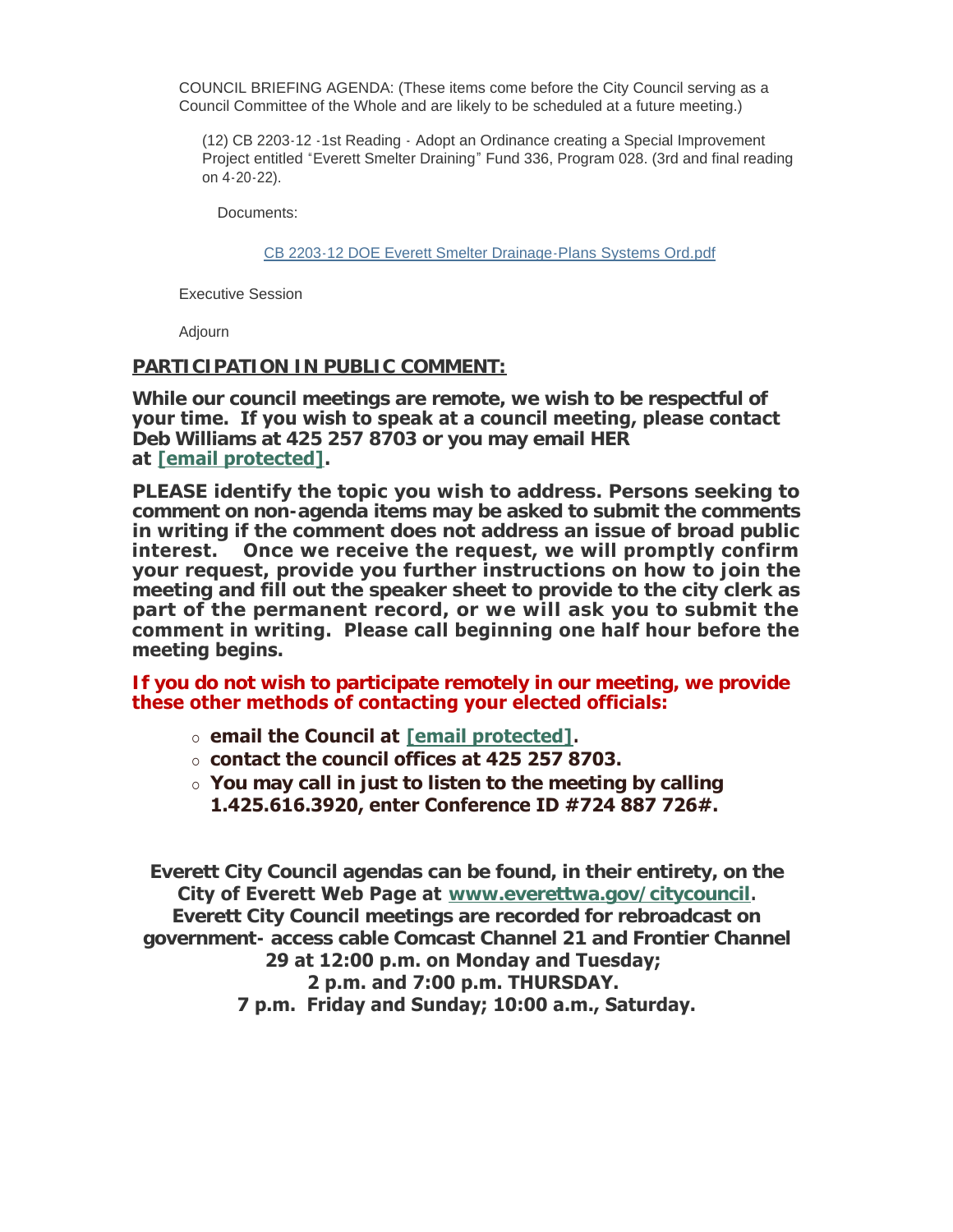COUNCIL BRIEFING AGENDA: (These items come before the City Council serving as a Council Committee of the Whole and are likely to be scheduled at a future meeting.)

(12) CB 2203-12 -1st Reading - Adopt an Ordinance creating a Special Improvement Project entitled "Everett Smelter Draining" Fund 336, Program 028. (3rd and final reading on 4-20-22).

Documents:

CB 2203-12 DOE Everett Smelter Drainage-Plans Systems Ord.pdf

Executive Session

Adjourn

**PARTICIPATION IN PUBLIC COMMENT:**

**While our council meetings are remote, we wish to be respectful of your time. If you wish to speak at a council meeting, please contact Deb Williams at 425 257 8703 or you may email HER at [email protected].**

**PLEASE identify the topic you wish to address. Persons seeking to comment on non-agenda items may be asked to submit the comments in writing if the comment does not address an issue of broad public interest. Once we receive the request, we will promptly confirm your request, provide you further instructions on how to join the meeting and fill out the speaker sheet to provide to the city clerk as part of the permanent record, or we will ask you to submit the comment in writing. Please call beginning one half hour before the meeting begins.**

**If you do not wish to participate remotely in our meeting, we provide these other methods of contacting your elected officials:**

- **email the Council at [email protected].**
- **contact the council offices at 425 257 8703.**
- **You may call in just to listen to the meeting by calling 1.425.616.3920, enter Conference ID #724 887 726#.**

**Everett City Council agendas can be found, in their entirety, on the City of Everett Web Page at www.everettwa.gov/citycouncil.**
**Everett City Council meetings are recorded for rebroadcast on government- access cable Comcast Channel 21 and Frontier Channel 29 at 12:00 p.m. on Monday and Tuesday;**
**2 p.m. and 7:00 p.m. THURSDAY.**
**7 p.m. Friday and Sunday; 10:00 a.m., Saturday.**